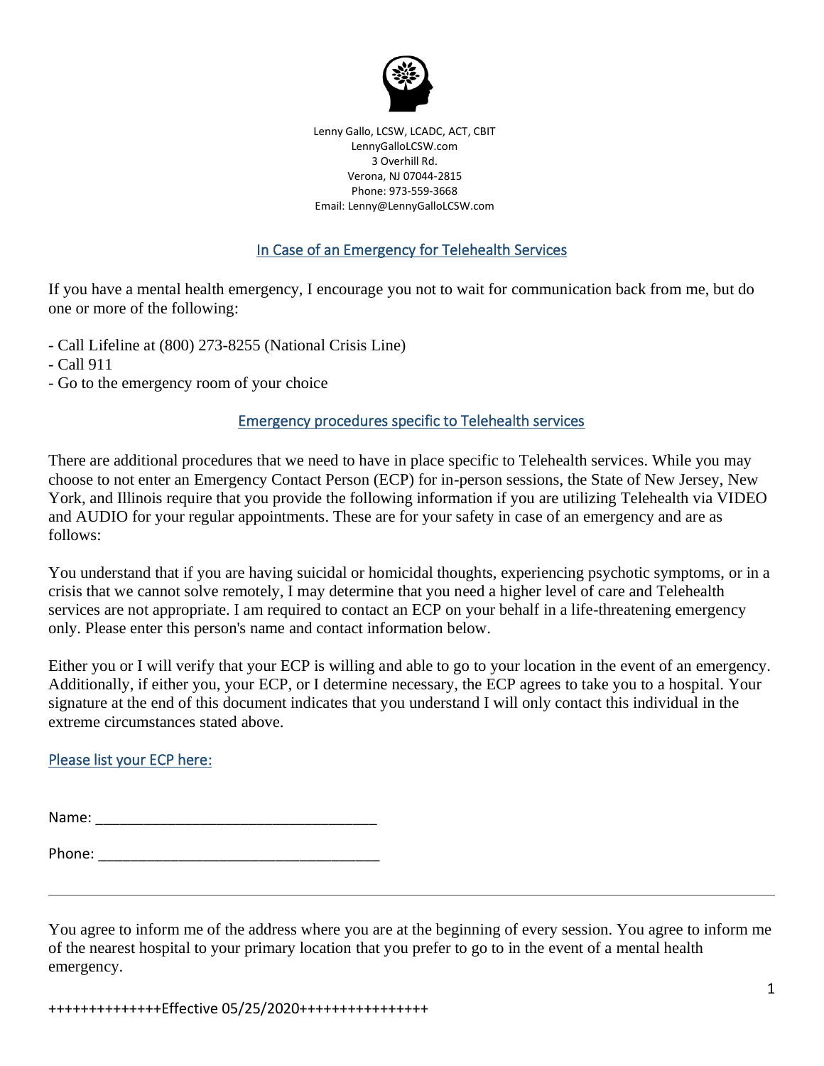Lenny Gallo, LCSW, LCADC, ACT, CBIT
LennyGalloLCSW.com
3 Overhill Rd.
Verona, NJ 07044-2815
Phone: 973-559-3668
Email: Lenny@LennyGalloLCSW.com

## In Case of an Emergency for Telehealth Services

If you have a mental health emergency, I encourage you not to wait for communication back from me, but do one or more of the following:

- Call Lifeline at (800) 273-8255 (National Crisis Line)
- Call 911
- Go to the emergency room of your choice

## Emergency procedures specific to Telehealth services

There are additional procedures that we need to have in place specific to Telehealth services. While you may choose to not enter an Emergency Contact Person (ECP) for in-person sessions, the State of New Jersey, New York, and Illinois require that you provide the following information if you are utilizing Telehealth via VIDEO and AUDIO for your regular appointments. These are for your safety in case of an emergency and are as follows:

You understand that if you are having suicidal or homicidal thoughts, experiencing psychotic symptoms, or in a crisis that we cannot solve remotely, I may determine that you need a higher level of care and Telehealth services are not appropriate. I am required to contact an ECP on your behalf in a life-threatening emergency only. Please enter this person's name and contact information below.

Either you or I will verify that your ECP is willing and able to go to your location in the event of an emergency. Additionally, if either you, your ECP, or I determine necessary, the ECP agrees to take you to a hospital. Your signature at the end of this document indicates that you understand I will only contact this individual in the extreme circumstances stated above.

### Please list your ECP here:

Name: ___________________________________

Phone: ___________________________________

---

You agree to inform me of the address where you are at the beginning of every session. You agree to inform me of the nearest hospital to your primary location that you prefer to go to in the event of a mental health emergency.

++++++++++++++Effective 05/25/2020++++++++++++++++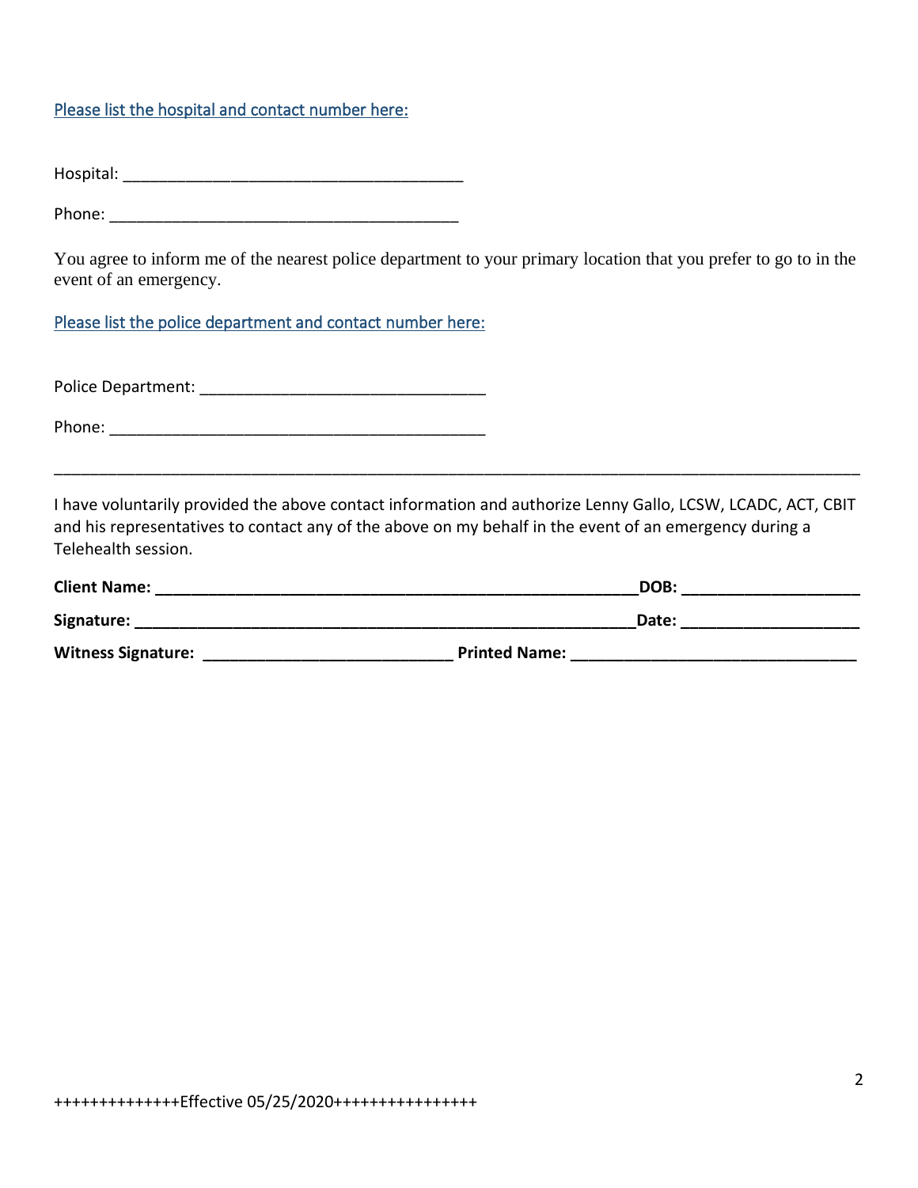Please list the hospital and contact number here:

Hospital: ______________________________________

Phone: ________________________________________

You agree to inform me of the nearest police department to your primary location that you prefer to go to in the event of an emergency.

Please list the police department and contact number here:

Police Department: ________________________________

Phone: __________________________________________

---

I have voluntarily provided the above contact information and authorize Lenny Gallo, LCSW, LCADC, ACT, CBIT and his representatives to contact any of the above on my behalf in the event of an emergency during a Telehealth session.

**Client Name: _______________________________________________________DOB: ____________________**

**Signature: _________________________________________________________Date: ____________________**

**Witness Signature: ____________________________ Printed Name: ________________________________**

++++++++++++++Effective 05/25/2020++++++++++++++++